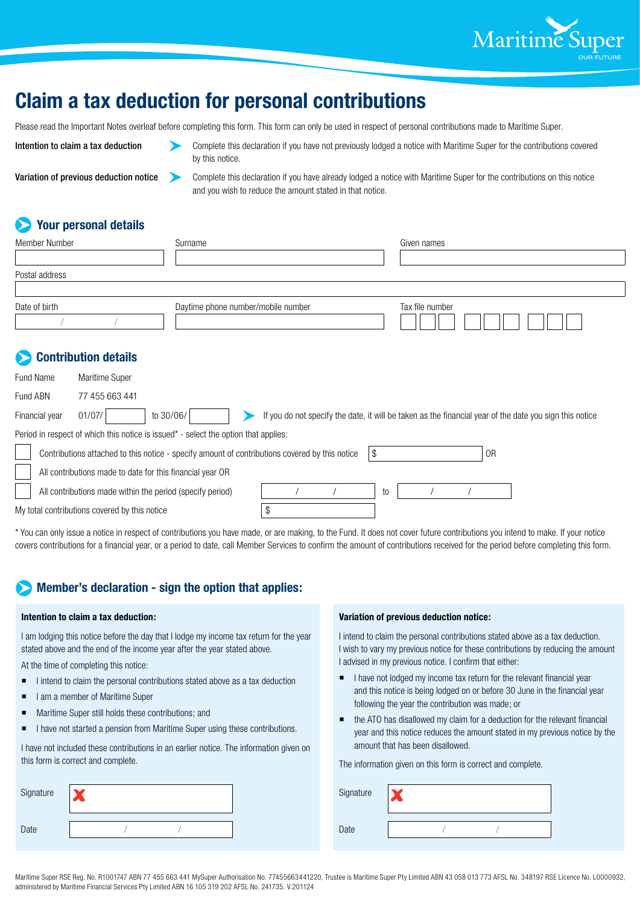# Claim a tax deduction for personal contributions

Please read the Important Notes overleaf before completing this form. This form can only be used in respect of personal contributions made to Maritime Super.

**Intention to claim a tax deduction** – Complete this declaration if you have not previously lodged a notice with Maritime Super for the contributions covered by this notice.

**Variation of previous deduction notice** – Complete this declaration if you have already lodged a notice with Maritime Super for the contributions on this notice and you wish to reduce the amount stated in that notice.

## Your personal details

| Member Number | Surname | Given names |
|---|---|---|
| | | |

Postal address

| Date of birth | Daytime phone number/mobile number | Tax file number |
|---|---|---|
| / / | | |

## Contribution details

Fund Name: Maritime Super

Fund ABN: 77 455 663 441

Financial year: 01/07/ ______ to 30/06/ ______ – If you do not specify the date, it will be taken as the financial year of the date you sign this notice

Period in respect of which this notice is issued* - select the option that applies:

- ☐ Contributions attached to this notice - specify amount of contributions covered by this notice $ ______ OR
- ☐ All contributions made to date for this financial year OR
- ☐ All contributions made within the period (specify period) / / to / /

My total contributions covered by this notice $ ______

* You can only issue a notice in respect of contributions you have made, or are making, to the Fund. It does not cover future contributions you intend to make. If your notice covers contributions for a financial year, or a period to date, call Member Services to confirm the amount of contributions received for the period before completing this form.

## Member's declaration - sign the option that applies:

### Intention to claim a tax deduction:

I am lodging this notice before the day that I lodge my income tax return for the year stated above and the end of the income year after the year stated above.

At the time of completing this notice:

- I intend to claim the personal contributions stated above as a tax deduction
- I am a member of Maritime Super
- Maritime Super still holds these contributions; and
- I have not started a pension from Maritime Super using these contributions.

I have not included these contributions in an earlier notice. The information given on this form is correct and complete.

Signature

Date / /

### Variation of previous deduction notice:

I intend to claim the personal contributions stated above as a tax deduction. I wish to vary my previous notice for these contributions by reducing the amount I advised in my previous notice. I confirm that either:

- I have not lodged my income tax return for the relevant financial year and this notice is being lodged on or before 30 June in the financial year following the year the contribution was made; or
- the ATO has disallowed my claim for a deduction for the relevant financial year and this notice reduces the amount stated in my previous notice by the amount that has been disallowed.

The information given on this form is correct and complete.

Signature

Date / /

Maritime Super RSE Reg. No. R1001747 ABN 77 455 663 441 MySuper Authorisation No. 77455663441220, Trustee is Maritime Super Pty Limited ABN 43 058 013 773 AFSL No. 348197 RSE Licence No. L0000932, administered by Maritime Financial Services Pty Limited ABN 16 105 319 202 AFSL No. 241735. V.201124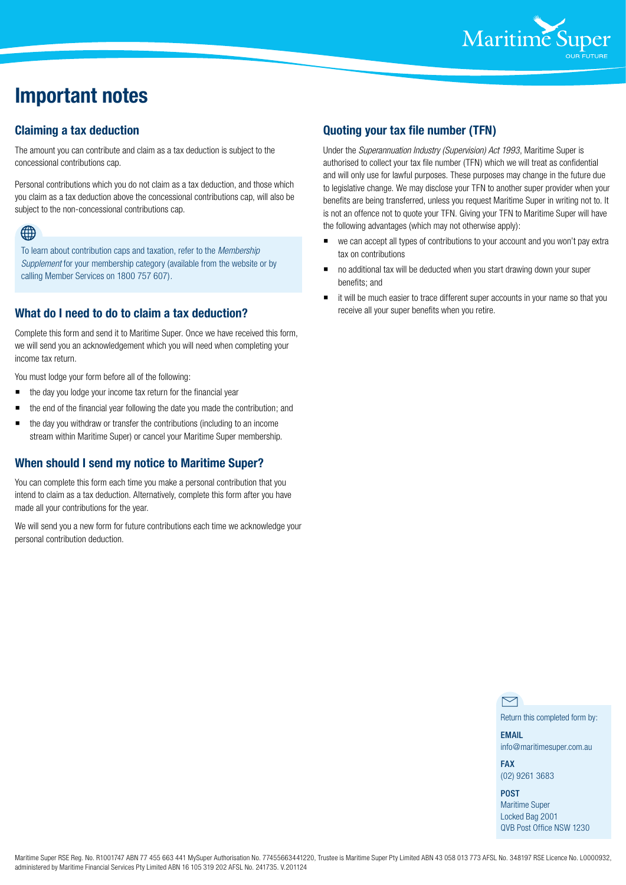# Important notes

## Claiming a tax deduction

The amount you can contribute and claim as a tax deduction is subject to the concessional contributions cap.

Personal contributions which you do not claim as a tax deduction, and those which you claim as a tax deduction above the concessional contributions cap, will also be subject to the non-concessional contributions cap.

To learn about contribution caps and taxation, refer to the *Membership Supplement* for your membership category (available from the website or by calling Member Services on 1800 757 607).

## What do I need to do to claim a tax deduction?

Complete this form and send it to Maritime Super. Once we have received this form, we will send you an acknowledgement which you will need when completing your income tax return.

You must lodge your form before all of the following:

- the day you lodge your income tax return for the financial year
- the end of the financial year following the date you made the contribution; and
- the day you withdraw or transfer the contributions (including to an income stream within Maritime Super) or cancel your Maritime Super membership.

## When should I send my notice to Maritime Super?

You can complete this form each time you make a personal contribution that you intend to claim as a tax deduction. Alternatively, complete this form after you have made all your contributions for the year.

We will send you a new form for future contributions each time we acknowledge your personal contribution deduction.

## Quoting your tax file number (TFN)

Under the *Superannuation Industry (Supervision) Act 1993*, Maritime Super is authorised to collect your tax file number (TFN) which we will treat as confidential and will only use for lawful purposes. These purposes may change in the future due to legislative change. We may disclose your TFN to another super provider when your benefits are being transferred, unless you request Maritime Super in writing not to. It is not an offence not to quote your TFN. Giving your TFN to Maritime Super will have the following advantages (which may not otherwise apply):

- we can accept all types of contributions to your account and you won't pay extra tax on contributions
- no additional tax will be deducted when you start drawing down your super benefits; and
- it will be much easier to trace different super accounts in your name so that you receive all your super benefits when you retire.

Return this completed form by:

**EMAIL**
info@maritimesuper.com.au

**FAX**
(02) 9261 3683

**POST**
Maritime Super
Locked Bag 2001
QVB Post Office NSW 1230

Maritime Super RSE Reg. No. R1001747 ABN 77 455 663 441 MySuper Authorisation No. 77455663441220, Trustee is Maritime Super Pty Limited ABN 43 058 013 773 AFSL No. 348197 RSE Licence No. L0000932, administered by Maritime Financial Services Pty Limited ABN 16 105 319 202 AFSL No. 241735. V.201124